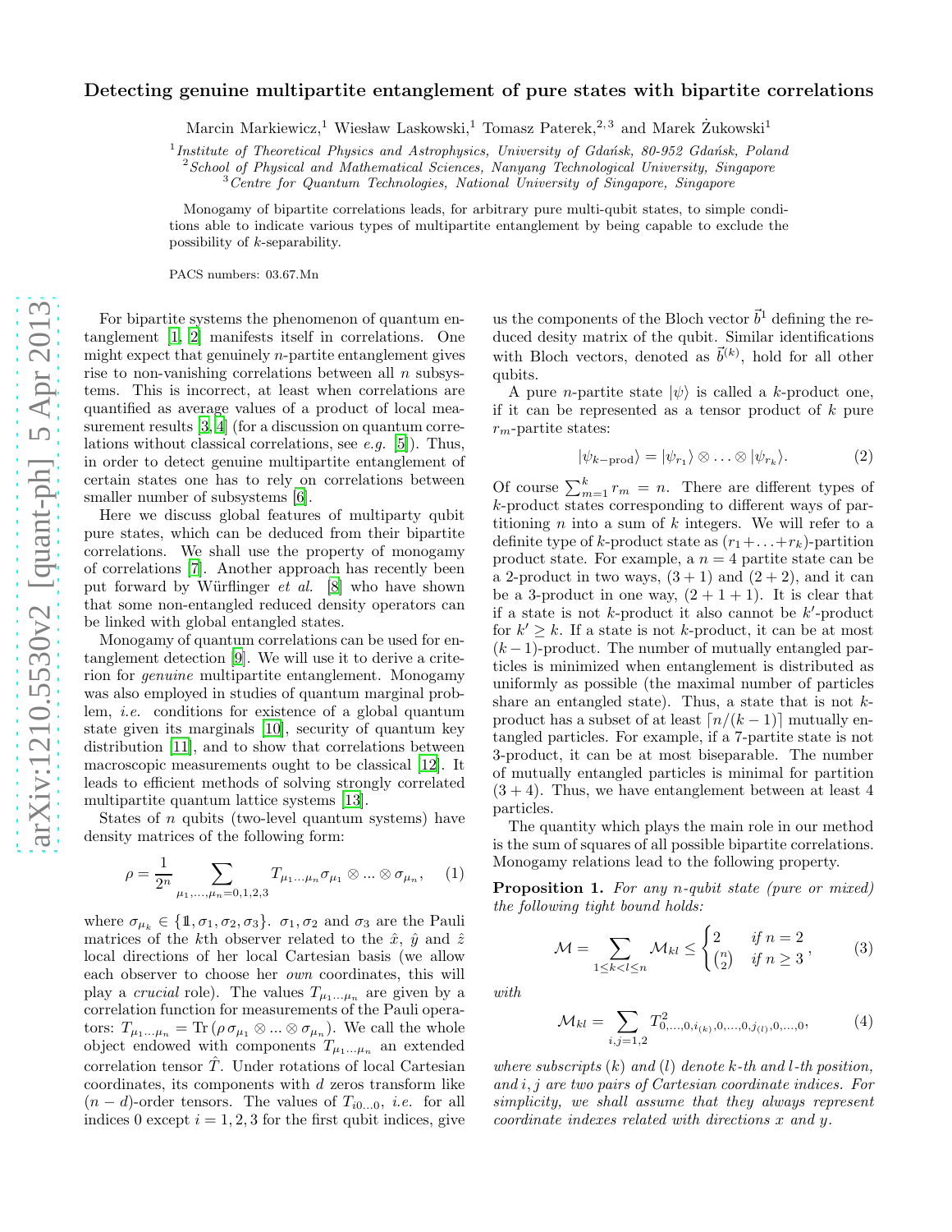# Detecting genuine multipartite entanglement of pure states with bipartite correlations

Marcin Markiewicz,[1] Wiesław Laskowski,[1] Tomasz Paterek,[2,3] and Marek Żukowski[1]

[1] *Institute of Theoretical Physics and Astrophysics, University of Gdańsk, 80-952 Gdańsk, Poland*
[2] *School of Physical and Mathematical Sciences, Nanyang Technological University, Singapore*
[3] *Centre for Quantum Technologies, National University of Singapore, Singapore*

Monogamy of bipartite correlations leads, for arbitrary pure multi-qubit states, to simple conditions able to indicate various types of multipartite entanglement by being capable to exclude the possibility of $k$-separability.

PACS numbers: 03.67.Mn

For bipartite systems the phenomenon of quantum entanglement [1, 2] manifests itself in correlations. One might expect that genuinely $n$-partite entanglement gives rise to non-vanishing correlations between all $n$ subsystems. This is incorrect, at least when correlations are quantified as average values of a product of local measurement results [3, 4] (for a discussion on quantum correlations without classical correlations, see *e.g.* [5]). Thus, in order to detect genuine multipartite entanglement of certain states one has to rely on correlations between smaller number of subsystems [6].

Here we discuss global features of multiparty qubit pure states, which can be deduced from their bipartite correlations. We shall use the property of monogamy of correlations [7]. Another approach has recently been put forward by Würflinger *et al.* [8] who have shown that some non-entangled reduced density operators can be linked with global entangled states.

Monogamy of quantum correlations can be used for entanglement detection [9]. We will use it to derive a criterion for *genuine* multipartite entanglement. Monogamy was also employed in studies of quantum marginal problem, *i.e.* conditions for existence of a global quantum state given its marginals [10], security of quantum key distribution [11], and to show that correlations between macroscopic measurements ought to be classical [12]. It leads to efficient methods of solving strongly correlated multipartite quantum lattice systems [13].

States of $n$ qubits (two-level quantum systems) have density matrices of the following form:

$$\rho = \frac{1}{2^n} \sum_{\mu_1,\ldots,\mu_n=0,1,2,3} T_{\mu_1\ldots\mu_n} \sigma_{\mu_1} \otimes \ldots \otimes \sigma_{\mu_n}, \quad (1)$$

where $\sigma_{\mu_k} \in \{\mathbb{1}, \sigma_1, \sigma_2, \sigma_3\}$. $\sigma_1, \sigma_2$ and $\sigma_3$ are the Pauli matrices of the $k$th observer related to the $\hat{x}$, $\hat{y}$ and $\hat{z}$ local directions of her local Cartesian basis (we allow each observer to choose her *own* coordinates, this will play a *crucial* role). The values $T_{\mu_1\ldots\mu_n}$ are given by a correlation function for measurements of the Pauli operators: $T_{\mu_1\ldots\mu_n} = \mathrm{Tr}\,(\rho\, \sigma_{\mu_1} \otimes \ldots \otimes \sigma_{\mu_n})$. We call the whole object endowed with components $T_{\mu_1\ldots\mu_n}$ an extended correlation tensor $\hat{T}$. Under rotations of local Cartesian coordinates, its components with $d$ zeros transform like $(n-d)$-order tensors. The values of $T_{i0\ldots0}$, *i.e.* for all indices 0 except $i = 1, 2, 3$ for the first qubit indices, give us the components of the Bloch vector $\vec{b}^1$ defining the reduced desity matrix of the qubit. Similar identifications with Bloch vectors, denoted as $\vec{b}^{(k)}$, hold for all other qubits.

A pure $n$-partite state $|\psi\rangle$ is called a $k$-product one, if it can be represented as a tensor product of $k$ pure $r_m$-partite states:

$$|\psi_{k-\mathrm{prod}}\rangle = |\psi_{r_1}\rangle \otimes \ldots \otimes |\psi_{r_k}\rangle. \quad (2)$$

Of course $\sum_{m=1}^{k} r_m = n$. There are different types of $k$-product states corresponding to different ways of partitioning $n$ into a sum of $k$ integers. We will refer to a definite type of $k$-product state as $(r_1 + \ldots + r_k)$-partition product state. For example, a $n = 4$ partite state can be a 2-product in two ways, $(3 + 1)$ and $(2 + 2)$, and it can be a 3-product in one way, $(2 + 1 + 1)$. It is clear that if a state is not $k$-product it also cannot be $k'$-product for $k' \geq k$. If a state is not $k$-product, it can be at most $(k-1)$-product. The number of mutually entangled particles is minimized when entanglement is distributed as uniformly as possible (the maximal number of particles share an entangled state). Thus, a state that is not $k$-product has a subset of at least $\lceil n/(k-1) \rceil$ mutually entangled particles. For example, if a 7-partite state is not 3-product, it can be at most biseparable. The number of mutually entangled particles is minimal for partition $(3 + 4)$. Thus, we have entanglement between at least 4 particles.

The quantity which plays the main role in our method is the sum of squares of all possible bipartite correlations. Monogamy relations lead to the following property.

**Proposition 1.** *For any $n$-qubit state (pure or mixed) the following tight bound holds:*

$$\mathcal{M} = \sum_{1 \leq k < l \leq n} \mathcal{M}_{kl} \leq \begin{cases} 2 & \text{if } n = 2 \\ \binom{n}{2} & \text{if } n \geq 3 \end{cases}, \quad (3)$$

*with*

$$\mathcal{M}_{kl} = \sum_{i,j=1,2} T^2_{0,\ldots,0,i_{(k)},0,\ldots,0,j_{(l)},0,\ldots,0}, \quad (4)$$

*where subscripts $(k)$ and $(l)$ denote $k$-th and $l$-th position, and $i, j$ are two pairs of Cartesian coordinate indices. For simplicity, we shall assume that they always represent coordinate indexes related with directions $x$ and $y$.*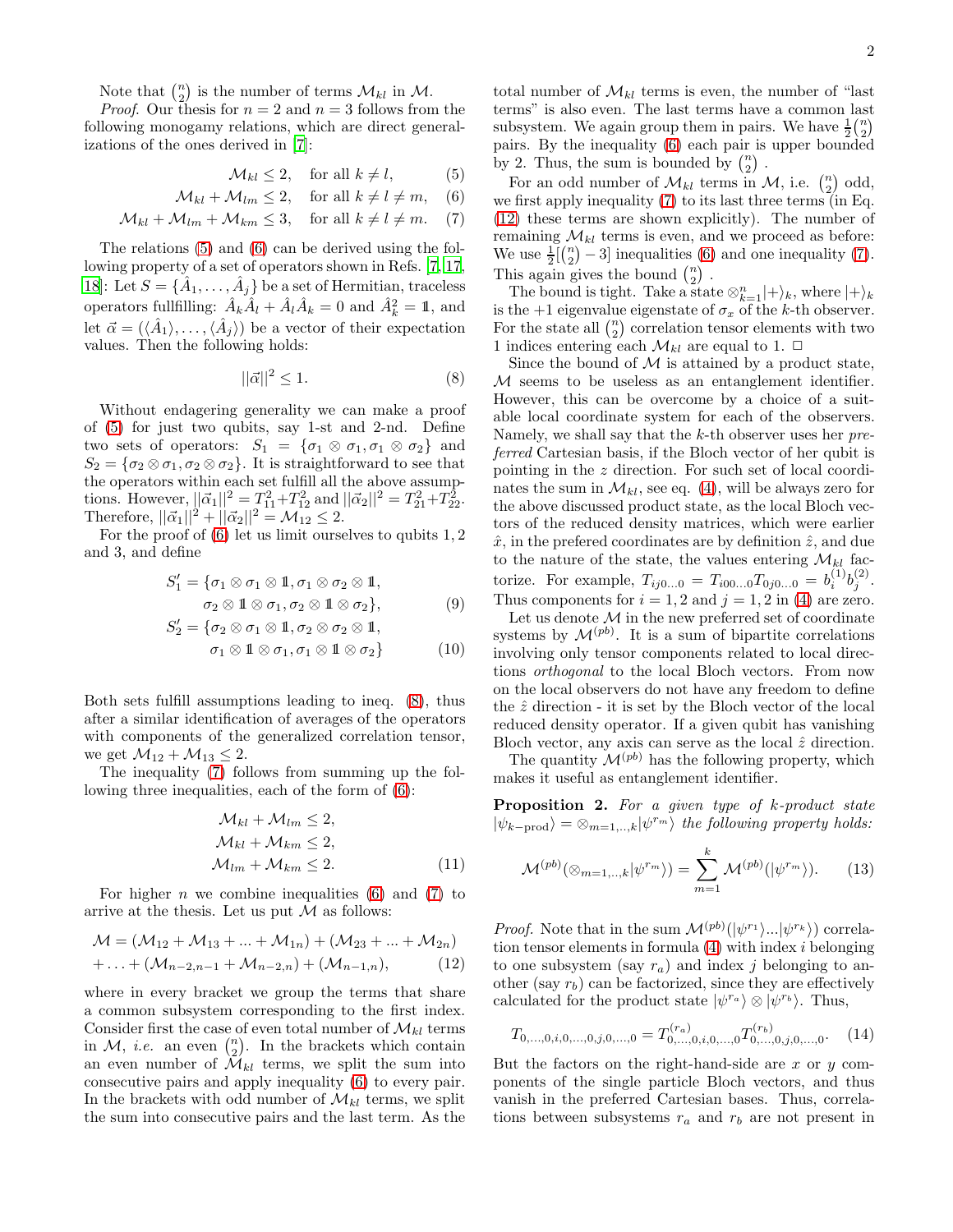Note that $\binom{n}{2}$ is the number of terms $\mathcal{M}_{kl}$ in $\mathcal{M}$.

*Proof.* Our thesis for $n=2$ and $n=3$ follows from the following monogamy relations, which are direct generalizations of the ones derived in [7]:

$$\mathcal{M}_{kl} \leq 2, \quad \text{for all } k \neq l, \tag{5}$$

$$\mathcal{M}_{kl} + \mathcal{M}_{lm} \leq 2, \quad \text{for all } k \neq l \neq m, \tag{6}$$

$$\mathcal{M}_{kl} + \mathcal{M}_{lm} + \mathcal{M}_{km} \leq 3, \quad \text{for all } k \neq l \neq m. \tag{7}$$

The relations (5) and (6) can be derived using the following property of a set of operators shown in Refs. [7, 17, 18]: Let $S = \{\hat{A}_1, \ldots, \hat{A}_j\}$ be a set of Hermitian, traceless operators fullfilling: $\hat{A}_k\hat{A}_l + \hat{A}_l\hat{A}_k = 0$ and $\hat{A}_k^2 = \mathbb{1}$, and let $\vec{\alpha} = (\langle \hat{A}_1 \rangle, \ldots, \langle \hat{A}_j \rangle)$ be a vector of their expectation values. Then the following holds:

$$||\vec{\alpha}||^2 \leq 1. \tag{8}$$

Without endagering generality we can make a proof of (5) for just two qubits, say 1-st and 2-nd. Define two sets of operators: $S_1 = \{\sigma_1 \otimes \sigma_1, \sigma_1 \otimes \sigma_2\}$ and $S_2 = \{\sigma_2 \otimes \sigma_1, \sigma_2 \otimes \sigma_2\}$. It is straightforward to see that the operators within each set fulfill all the above assumptions. However, $||\vec{\alpha}_1||^2 = T_{11}^2 + T_{12}^2$ and $||\vec{\alpha}_2||^2 = T_{21}^2 + T_{22}^2$. Therefore, $||\vec{\alpha}_1||^2 + ||\vec{\alpha}_2||^2 = \mathcal{M}_{12} \leq 2$.

For the proof of (6) let us limit ourselves to qubits 1, 2 and 3, and define

$$S_1' = \{\sigma_1 \otimes \sigma_1 \otimes \mathbb{1}, \sigma_1 \otimes \sigma_2 \otimes \mathbb{1}, \sigma_2 \otimes \mathbb{1} \otimes \sigma_1, \sigma_2 \otimes \mathbb{1} \otimes \sigma_2\}, \tag{9}$$

$$S_2' = \{\sigma_2 \otimes \sigma_1 \otimes \mathbb{1}, \sigma_2 \otimes \sigma_2 \otimes \mathbb{1}, \sigma_1 \otimes \mathbb{1} \otimes \sigma_1, \sigma_1 \otimes \mathbb{1} \otimes \sigma_2\} \tag{10}$$

Both sets fulfill assumptions leading to ineq. (8), thus after a similar identification of averages of the operators with components of the generalized correlation tensor, we get $\mathcal{M}_{12} + \mathcal{M}_{13} \leq 2$.

The inequality (7) follows from summing up the following three inequalities, each of the form of (6):

$$\begin{aligned} \mathcal{M}_{kl} + \mathcal{M}_{lm} &\leq 2, \\ \mathcal{M}_{kl} + \mathcal{M}_{km} &\leq 2, \\ \mathcal{M}_{lm} + \mathcal{M}_{km} &\leq 2. \end{aligned} \tag{11}$$

For higher $n$ we combine inequalities (6) and (7) to arrive at the thesis. Let us put $\mathcal{M}$ as follows:

$$\mathcal{M} = (\mathcal{M}_{12} + \mathcal{M}_{13} + \ldots + \mathcal{M}_{1n}) + (\mathcal{M}_{23} + \ldots + \mathcal{M}_{2n}) + \ldots + (\mathcal{M}_{n-2,n-1} + \mathcal{M}_{n-2,n}) + (\mathcal{M}_{n-1,n}), \tag{12}$$

where in every bracket we group the terms that share a common subsystem corresponding to the first index. Consider first the case of even total number of $\mathcal{M}_{kl}$ terms in $\mathcal{M}$, *i.e.* an even $\binom{n}{2}$. In the brackets which contain an even number of $\mathcal{M}_{kl}$ terms, we split the sum into consecutive pairs and apply inequality (6) to every pair. In the brackets with odd number of $\mathcal{M}_{kl}$ terms, we split the sum into consecutive pairs and the last term. As the total number of $\mathcal{M}_{kl}$ terms is even, the number of "last terms" is also even. The last terms have a common last subsystem. We again group them in pairs. We have $\frac{1}{2}\binom{n}{2}$ pairs. By the inequality (6) each pair is upper bounded by 2. Thus, the sum is bounded by $\binom{n}{2}$ .

For an odd number of $\mathcal{M}_{kl}$ terms in $\mathcal{M}$, i.e. $\binom{n}{2}$ odd, we first apply inequality (7) to its last three terms (in Eq. (12) these terms are shown explicitly). The number of remaining $\mathcal{M}_{kl}$ terms is even, and we proceed as before: We use $\frac{1}{2}[\binom{n}{2} - 3]$ inequalities (6) and one inequality (7). This again gives the bound $\binom{n}{2}$ .

The bound is tight. Take a state $\otimes_{k=1}^{n}|+\rangle_k$, where $|+\rangle_k$ is the +1 eigenvalue eigenstate of $\sigma_x$ of the $k$-th observer. For the state all $\binom{n}{2}$ correlation tensor elements with two 1 indices entering each $\mathcal{M}_{kl}$ are equal to 1. $\square$

Since the bound of $\mathcal{M}$ is attained by a product state, $\mathcal{M}$ seems to be useless as an entanglement identifier. However, this can be overcome by a choice of a suitable local coordinate system for each of the observers. Namely, we shall say that the $k$-th observer uses her *preferred* Cartesian basis, if the Bloch vector of her qubit is pointing in the $z$ direction. For such set of local coordinates the sum in $\mathcal{M}_{kl}$, see eq. (4), will be always zero for the above discussed product state, as the local Bloch vectors of the reduced density matrices, which were earlier $\hat{x}$, in the prefered coordinates are by definition $\hat{z}$, and due to the nature of the state, the values entering $\mathcal{M}_{kl}$ factorize. For example, $T_{ij0\ldots0} = T_{i00\ldots0}T_{0j0\ldots0} = b_i^{(1)}b_j^{(2)}$. Thus components for $i = 1, 2$ and $j = 1, 2$ in (4) are zero.

Let us denote $\mathcal{M}$ in the new preferred set of coordinate systems by $\mathcal{M}^{(pb)}$. It is a sum of bipartite correlations involving only tensor components related to local directions *orthogonal* to the local Bloch vectors. From now on the local observers do not have any freedom to define the $\hat{z}$ direction - it is set by the Bloch vector of the local reduced density operator. If a given qubit has vanishing Bloch vector, any axis can serve as the local $\hat{z}$ direction.

The quantity $\mathcal{M}^{(pb)}$ has the following property, which makes it useful as entanglement identifier.

**Proposition 2.** *For a given type of $k$-product state $|\psi_{k-\mathrm{prod}}\rangle = \otimes_{m=1,..,k}|\psi^{r_m}\rangle$ the following property holds:*

$$\mathcal{M}^{(pb)}(\otimes_{m=1,..,k}|\psi^{r_m}\rangle) = \sum_{m=1}^{k} \mathcal{M}^{(pb)}(|\psi^{r_m}\rangle). \tag{13}$$

*Proof.* Note that in the sum $\mathcal{M}^{(pb)}(|\psi^{r_1}\rangle \ldots |\psi^{r_k}\rangle)$ correlation tensor elements in formula (4) with index $i$ belonging to one subsystem (say $r_a$) and index $j$ belonging to another (say $r_b$) can be factorized, since they are effectively calculated for the product state $|\psi^{r_a}\rangle \otimes |\psi^{r_b}\rangle$. Thus,

$$T_{0,\ldots,0,i,0,\ldots,0,j,0,\ldots,0} = T^{(r_a)}_{0,\ldots,0,i,0,\ldots,0}T^{(r_b)}_{0,\ldots,0,j,0,\ldots,0}. \tag{14}$$

But the factors on the right-hand-side are $x$ or $y$ components of the single particle Bloch vectors, and thus vanish in the preferred Cartesian bases. Thus, correlations between subsystems $r_a$ and $r_b$ are not present in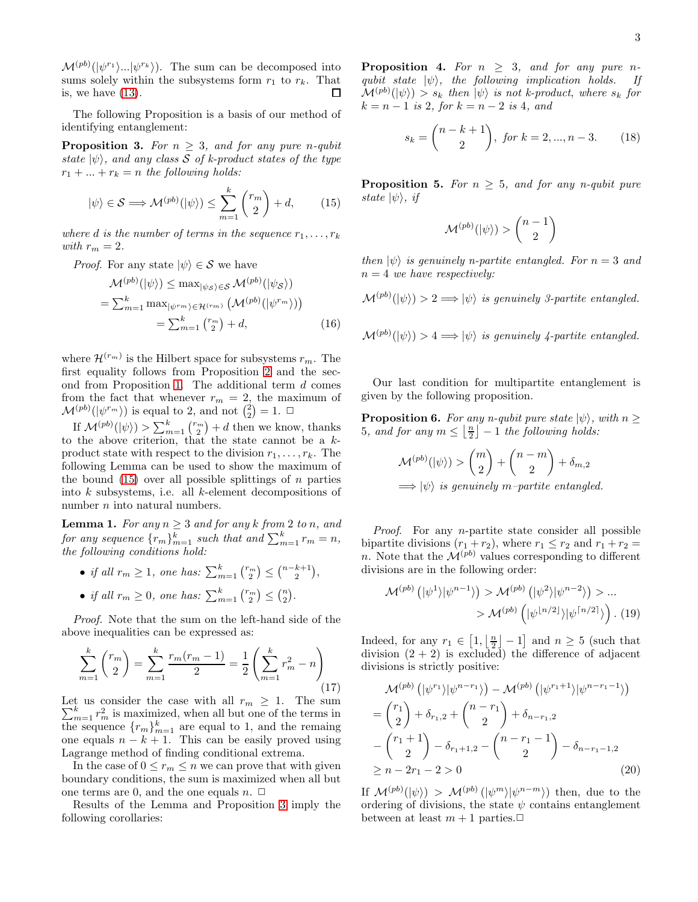$\mathcal{M}^{(pb)}(|\psi^{r_1}\rangle...|\psi^{r_k}\rangle)$. The sum can be decomposed into sums solely within the subsystems form $r_1$ to $r_k$. That is, we have (13). ☐

The following Proposition is a basis of our method of identifying entanglement:

**Proposition 3.** *For $n \geq 3$, and for any pure $n$-qubit state $|\psi\rangle$, and any class $\mathcal{S}$ of $k$-product states of the type $r_1 + ... + r_k = n$ the following holds:*

$$|\psi\rangle \in \mathcal{S} \Longrightarrow \mathcal{M}^{(pb)}(|\psi\rangle) \leq \sum_{m=1}^{k} \binom{r_m}{2} + d, \tag{15}$$

*where $d$ is the number of terms in the sequence $r_1, \ldots, r_k$ with $r_m = 2$.*

*Proof.* For any state $|\psi\rangle \in \mathcal{S}$ we have

$$\begin{aligned}
\mathcal{M}^{(pb)}(|\psi\rangle) &\leq \max_{|\psi_{\mathcal{S}}\rangle \in \mathcal{S}} \mathcal{M}^{(pb)}(|\psi_{\mathcal{S}}\rangle) \\
&= \sum_{m=1}^{k} \max_{|\psi^{r_m}\rangle \in \mathcal{H}^{(r_m)}} \left(\mathcal{M}^{(pb)}(|\psi^{r_m}\rangle)\right) \\
&= \sum_{m=1}^{k} \binom{r_m}{2} + d,
\end{aligned} \tag{16}$$

where $\mathcal{H}^{(r_m)}$ is the Hilbert space for subsystems $r_m$. The first equality follows from Proposition 2 and the second from Proposition 1. The additional term $d$ comes from the fact that whenever $r_m = 2$, the maximum of $\mathcal{M}^{(pb)}(|\psi^{r_m}\rangle)$ is equal to 2, and not $\binom{2}{2} = 1$. ☐

If $\mathcal{M}^{(pb)}(|\psi\rangle) > \sum_{m=1}^{k} \binom{r_m}{2} + d$ then we know, thanks to the above criterion, that the state cannot be a $k$-product state with respect to the division $r_1, \ldots, r_k$. The following Lemma can be used to show the maximum of the bound (15) over all possible splittings of $n$ parties into $k$ subsystems, i.e. all $k$-element decompositions of number $n$ into natural numbers.

**Lemma 1.** *For any $n \geq 3$ and for any $k$ from 2 to $n$, and for any sequence $\{r_m\}_{m=1}^{k}$ such that and $\sum_{m=1}^{k} r_m = n$, the following conditions hold:*

- *if all $r_m \geq 1$, one has: $\sum_{m=1}^{k} \binom{r_m}{2} \leq \binom{n-k+1}{2}$,*
- *if all $r_m \geq 0$, one has: $\sum_{m=1}^{k} \binom{r_m}{2} \leq \binom{n}{2}$.*

*Proof.* Note that the sum on the left-hand side of the above inequalities can be expressed as:

$$\sum_{m=1}^{k} \binom{r_m}{2} = \sum_{m=1}^{k} \frac{r_m(r_m - 1)}{2} = \frac{1}{2}\left(\sum_{m=1}^{k} r_m^2 - n\right) \tag{17}$$

Let us consider the case with all $r_m \geq 1$. The sum $\sum_{m=1}^{k} r_m^2$ is maximized, when all but one of the terms in the sequence $\{r_m\}_{m=1}^{k}$ are equal to 1, and the remaing one equals $n - k + 1$. This can be easily proved using Lagrange method of finding conditional extrema.

In the case of $0 \leq r_m \leq n$ we can prove that with given boundary conditions, the sum is maximized when all but one terms are 0, and the one equals $n$. ☐

Results of the Lemma and Proposition 3 imply the following corollaries:

**Proposition 4.** *For $n \geq 3$, and for any pure $n$-qubit state $|\psi\rangle$, the following implication holds. If $\mathcal{M}^{(pb)}(|\psi\rangle) > s_k$ then $|\psi\rangle$ is not $k$-product, where $s_k$ for $k = n-1$ is 2, for $k = n-2$ is 4, and*

$$s_k = \binom{n-k+1}{2}, \text{ for } k = 2, ..., n-3. \tag{18}$$

**Proposition 5.** *For $n \geq 5$, and for any $n$-qubit pure state $|\psi\rangle$, if*

$$\mathcal{M}^{(pb)}(|\psi\rangle) > \binom{n-1}{2}$$

*then $|\psi\rangle$ is genuinely $n$-partite entangled. For $n = 3$ and $n = 4$ we have respectively:*

$$\mathcal{M}^{(pb)}(|\psi\rangle) > 2 \Longrightarrow |\psi\rangle \text{ is genuinely 3-partite entangled.}$$

$$\mathcal{M}^{(pb)}(|\psi\rangle) > 4 \Longrightarrow |\psi\rangle \text{ is genuinely 4-partite entangled.}$$

Our last condition for multipartite entanglement is given by the following proposition.

**Proposition 6.** *For any $n$-qubit pure state $|\psi\rangle$, with $n \geq 5$, and for any $m \leq \left\lfloor \frac{n}{2} \right\rfloor - 1$ the following holds:*

$$\begin{aligned}
&\mathcal{M}^{(pb)}(|\psi\rangle) > \binom{m}{2} + \binom{n-m}{2} + \delta_{m,2} \\
&\Longrightarrow |\psi\rangle \text{ is genuinely } m\text{-partite entangled.}
\end{aligned}$$

*Proof.* For any $n$-partite state consider all possible bipartite divisions $(r_1 + r_2)$, where $r_1 \leq r_2$ and $r_1 + r_2 = n$. Note that the $\mathcal{M}^{(pb)}$ values corresponding to different divisions are in the following order:

$$\begin{aligned}
\mathcal{M}^{(pb)}\left(|\psi^1\rangle|\psi^{n-1}\rangle\right) &> \mathcal{M}^{(pb)}\left(|\psi^2\rangle|\psi^{n-2}\rangle\right) > ... \\
&> \mathcal{M}^{(pb)}\left(|\psi^{\lfloor n/2 \rfloor}\rangle|\psi^{\lceil n/2 \rceil}\rangle\right). 
\end{aligned} \tag{19}$$

Indeed, for any $r_1 \in \left[1, \left\lfloor \frac{n}{2} \right\rfloor - 1\right]$ and $n \geq 5$ (such that division $(2+2)$ is excluded) the difference of adjacent divisions is strictly positive:

$$\begin{aligned}
&\mathcal{M}^{(pb)}\left(|\psi^{r_1}\rangle|\psi^{n-r_1}\rangle\right) - \mathcal{M}^{(pb)}\left(|\psi^{r_1+1}\rangle|\psi^{n-r_1-1}\rangle\right) \\
&= \binom{r_1}{2} + \delta_{r_1,2} + \binom{n-r_1}{2} + \delta_{n-r_1,2} \\
&- \binom{r_1+1}{2} - \delta_{r_1+1,2} - \binom{n-r_1-1}{2} - \delta_{n-r_1-1,2} \\
&\geq n - 2r_1 - 2 > 0
\end{aligned} \tag{20}$$

If $\mathcal{M}^{(pb)}(|\psi\rangle) > \mathcal{M}^{(pb)}\left(|\psi^m\rangle|\psi^{n-m}\rangle\right)$ then, due to the ordering of divisions, the state $\psi$ contains entanglement between at least $m+1$ parties.☐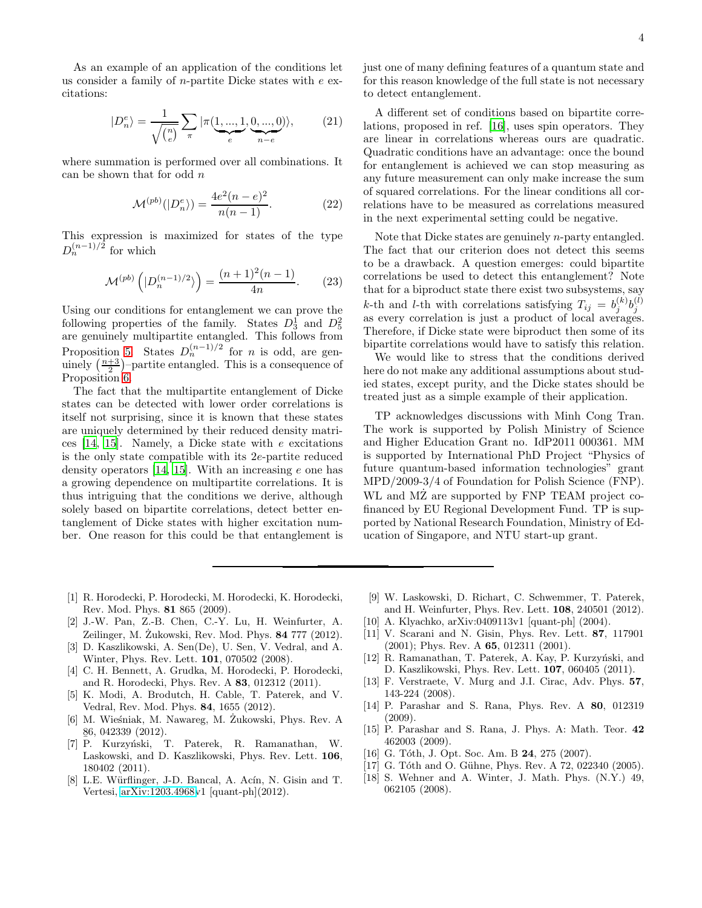As an example of an application of the conditions let us consider a family of $n$-partite Dicke states with $e$ excitations:

$$|D_n^e\rangle = \frac{1}{\sqrt{\binom{n}{e}}} \sum_{\pi} |\pi(\underbrace{1,...,1}_{e}, \underbrace{0,...,0}_{n-e})\rangle, \tag{21}$$

where summation is performed over all combinations. It can be shown that for odd $n$

$$\mathcal{M}^{(pb)}(|D_n^e\rangle) = \frac{4e^2(n-e)^2}{n(n-1)}. \tag{22}$$

This expression is maximized for states of the type $D_n^{(n-1)/2}$ for which

$$\mathcal{M}^{(pb)}\left(|D_n^{(n-1)/2}\rangle\right) = \frac{(n+1)^2(n-1)}{4n}. \tag{23}$$

Using our conditions for entanglement we can prove the following properties of the family. States $D_3^1$ and $D_5^2$ are genuinely multipartite entangled. This follows from Proposition 5. States $D_n^{(n-1)/2}$ for $n$ is odd, are genuinely $\left(\frac{n+3}{2}\right)$–partite entangled. This is a consequence of Proposition 6.

The fact that the multipartite entanglement of Dicke states can be detected with lower order correlations is itself not surprising, since it is known that these states are uniquely determined by their reduced density matrices [14, 15]. Namely, a Dicke state with $e$ excitations is the only state compatible with its $2e$-partite reduced density operators [14, 15]. With an increasing $e$ one has a growing dependence on multipartite correlations. It is thus intriguing that the conditions we derive, although solely based on bipartite correlations, detect better entanglement of Dicke states with higher excitation number. One reason for this could be that entanglement is just one of many defining features of a quantum state and for this reason knowledge of the full state is not necessary to detect entanglement.

A different set of conditions based on bipartite correlations, proposed in ref. [16], uses spin operators. They are linear in correlations whereas ours are quadratic. Quadratic conditions have an advantage: once the bound for entanglement is achieved we can stop measuring as any future measurement can only make increase the sum of squared correlations. For the linear conditions all correlations have to be measured as correlations measured in the next experimental setting could be negative.

Note that Dicke states are genuinely $n$-party entangled. The fact that our criterion does not detect this seems to be a drawback. A question emerges: could bipartite correlations be used to detect this entanglement? Note that for a biproduct state there exist two subsystems, say $k$-th and $l$-th with correlations satisfying $T_{ij} = b_j^{(k)} b_j^{(l)}$ as every correlation is just a product of local averages. Therefore, if Dicke state were biproduct then some of its bipartite correlations would have to satisfy this relation.

We would like to stress that the conditions derived here do not make any additional assumptions about studied states, except purity, and the Dicke states should be treated just as a simple example of their application.

TP acknowledges discussions with Minh Cong Tran. The work is supported by Polish Ministry of Science and Higher Education Grant no. IdP2011 000361. MM is supported by International PhD Project "Physics of future quantum-based information technologies" grant MPD/2009-3/4 of Foundation for Polish Science (FNP). WL and MŻ are supported by FNP TEAM project cofinanced by EU Regional Development Fund. TP is supported by National Research Foundation, Ministry of Education of Singapore, and NTU start-up grant.

---

[1] R. Horodecki, P. Horodecki, M. Horodecki, K. Horodecki, Rev. Mod. Phys. **81** 865 (2009).

[2] J.-W. Pan, Z.-B. Chen, C.-Y. Lu, H. Weinfurter, A. Zeilinger, M. Żukowski, Rev. Mod. Phys. **84** 777 (2012).

[3] D. Kaszlikowski, A. Sen(De), U. Sen, V. Vedral, and A. Winter, Phys. Rev. Lett. **101**, 070502 (2008).

[4] C. H. Bennett, A. Grudka, M. Horodecki, P. Horodecki, and R. Horodecki, Phys. Rev. A **83**, 012312 (2011).

[5] K. Modi, A. Brodutch, H. Cable, T. Paterek, and V. Vedral, Rev. Mod. Phys. **84**, 1655 (2012).

[6] M. Wieśniak, M. Nawareg, M. Żukowski, Phys. Rev. A 86, 042339 (2012).

[7] P. Kurzyński, T. Paterek, R. Ramanathan, W. Laskowski, and D. Kaszlikowski, Phys. Rev. Lett. **106**, 180402 (2011).

[8] L.E. Würflinger, J-D. Bancal, A. Acín, N. Gisin and T. Vertesi, arXiv:1203.4968v1 [quant-ph](2012).

[9] W. Laskowski, D. Richart, C. Schwemmer, T. Paterek, and H. Weinfurter, Phys. Rev. Lett. **108**, 240501 (2012).

[10] A. Klyachko, arXiv:0409113v1 [quant-ph] (2004).

[11] V. Scarani and N. Gisin, Phys. Rev. Lett. **87**, 117901 (2001); Phys. Rev. A **65**, 012311 (2001).

[12] R. Ramanathan, T. Paterek, A. Kay, P. Kurzyński, and D. Kaszlikowski, Phys. Rev. Lett. **107**, 060405 (2011).

[13] F. Verstraete, V. Murg and J.I. Cirac, Adv. Phys. **57**, 143-224 (2008).

[14] P. Parashar and S. Rana, Phys. Rev. A **80**, 012319 (2009).

[15] P. Parashar and S. Rana, J. Phys. A: Math. Teor. **42** 462003 (2009).

[16] G. Tóth, J. Opt. Soc. Am. B **24**, 275 (2007).

[17] G. Tóth and O. Gühne, Phys. Rev. A 72, 022340 (2005).

[18] S. Wehner and A. Winter, J. Math. Phys. (N.Y.) 49, 062105 (2008).